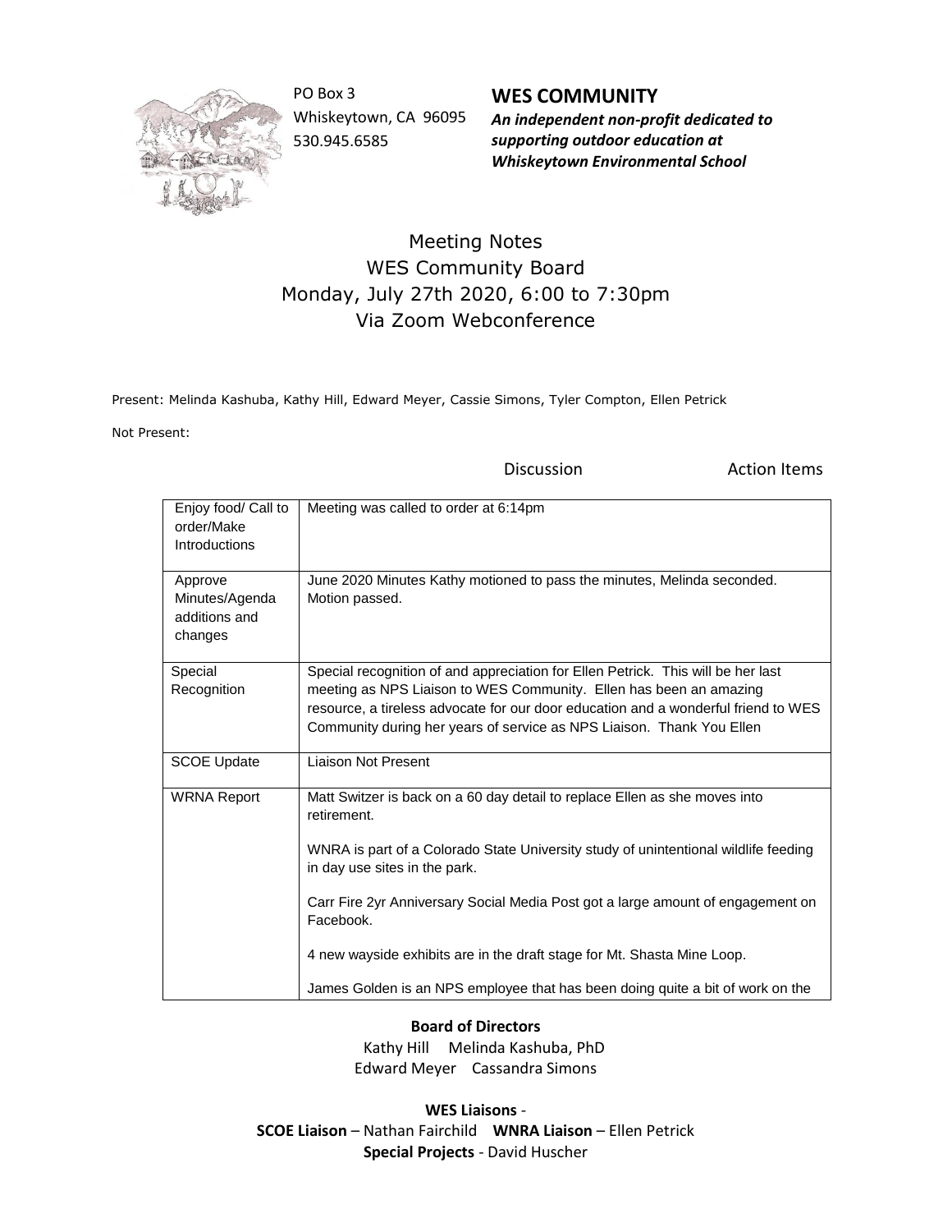PO Box 3
Whiskeytown, CA 96095
530.945.6585

**WES COMMUNITY**
***An independent non-profit dedicated to supporting outdoor education at Whiskeytown Environmental School***

# Meeting Notes
## WES Community Board
### Monday, July 27th 2020, 6:00 to 7:30pm
### Via Zoom Webconference

Present: Melinda Kashuba, Kathy Hill, Edward Meyer, Cassie Simons, Tyler Compton, Ellen Petrick

Not Present:

| | Discussion | Action Items |
|---|---|---|
| Enjoy food/ Call to order/Make Introductions | Meeting was called to order at 6:14pm | |
| Approve Minutes/Agenda additions and changes | June 2020 Minutes Kathy motioned to pass the minutes, Melinda seconded. Motion passed. | |
| Special Recognition | Special recognition of and appreciation for Ellen Petrick. This will be her last meeting as NPS Liaison to WES Community. Ellen has been an amazing resource, a tireless advocate for our door education and a wonderful friend to WES Community during her years of service as NPS Liaison. Thank You Ellen | |
| SCOE Update | Liaison Not Present | |
| WRNA Report | Matt Switzer is back on a 60 day detail to replace Ellen as she moves into retirement.<br><br>WNRA is part of a Colorado State University study of unintentional wildlife feeding in day use sites in the park.<br><br>Carr Fire 2yr Anniversary Social Media Post got a large amount of engagement on Facebook.<br><br>4 new wayside exhibits are in the draft stage for Mt. Shasta Mine Loop.<br><br>James Golden is an NPS employee that has been doing quite a bit of work on the | |

**Board of Directors**
Kathy Hill Melinda Kashuba, PhD
Edward Meyer Cassandra Simons

**WES Liaisons** -
**SCOE Liaison** – Nathan Fairchild **WNRA Liaison** – Ellen Petrick
**Special Projects** - David Huscher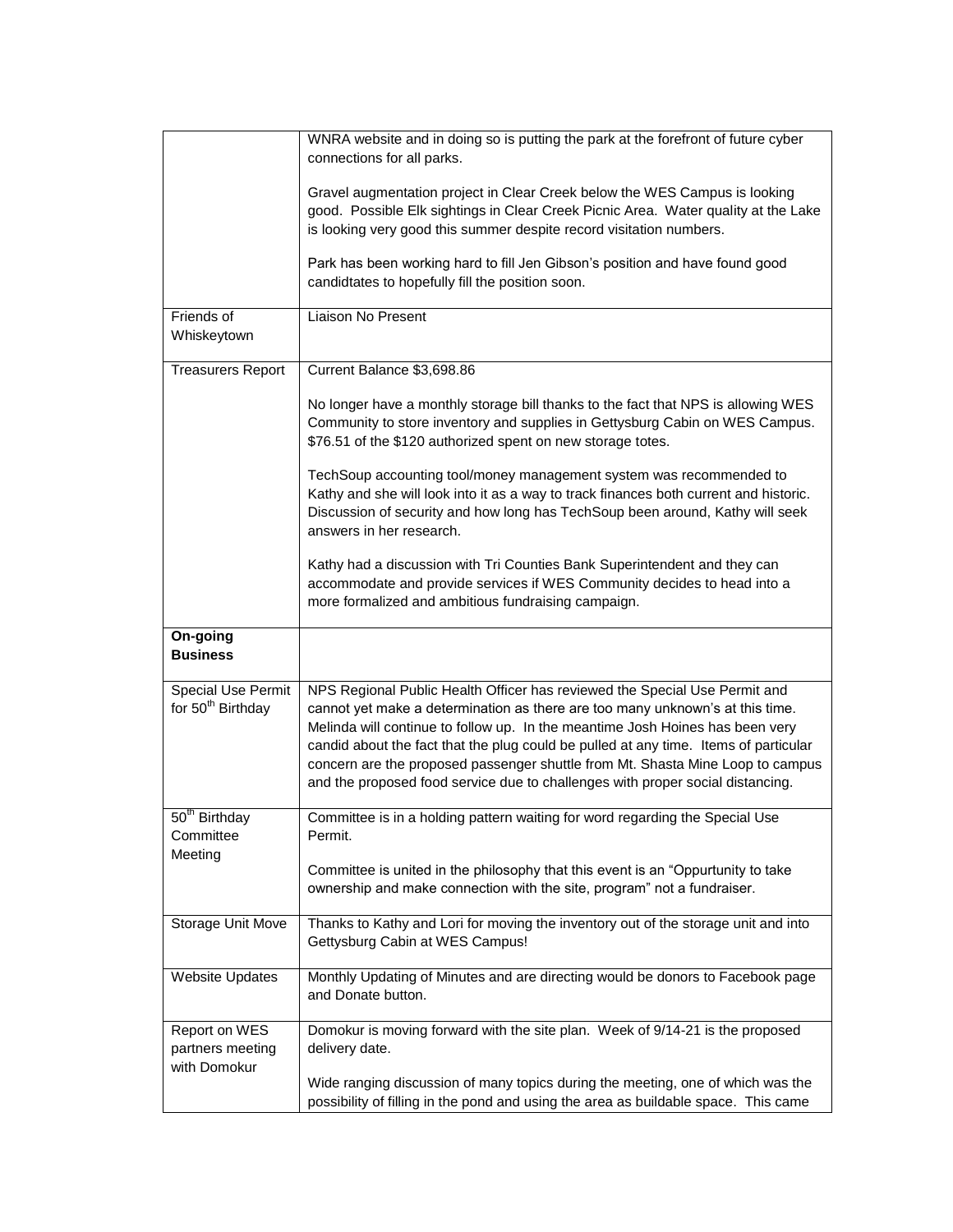| | |
|---|---|
| | WNRA website and in doing so is putting the park at the forefront of future cyber connections for all parks.<br><br>Gravel augmentation project in Clear Creek below the WES Campus is looking good. Possible Elk sightings in Clear Creek Picnic Area. Water quality at the Lake is looking very good this summer despite record visitation numbers.<br><br>Park has been working hard to fill Jen Gibson's position and have found good candidtates to hopefully fill the position soon. |
| Friends of Whiskeytown | Liaison No Present |
| Treasurers Report | Current Balance $3,698.86<br><br>No longer have a monthly storage bill thanks to the fact that NPS is allowing WES Community to store inventory and supplies in Gettysburg Cabin on WES Campus. $76.51 of the $120 authorized spent on new storage totes.<br><br>TechSoup accounting tool/money management system was recommended to Kathy and she will look into it as a way to track finances both current and historic. Discussion of security and how long has TechSoup been around, Kathy will seek answers in her research.<br><br>Kathy had a discussion with Tri Counties Bank Superintendent and they can accommodate and provide services if WES Community decides to head into a more formalized and ambitious fundraising campaign. |
| **On-going Business** | |
| Special Use Permit for 50th Birthday | NPS Regional Public Health Officer has reviewed the Special Use Permit and cannot yet make a determination as there are too many unknown's at this time. Melinda will continue to follow up. In the meantime Josh Hoines has been very candid about the fact that the plug could be pulled at any time. Items of particular concern are the proposed passenger shuttle from Mt. Shasta Mine Loop to campus and the proposed food service due to challenges with proper social distancing. |
| 50th Birthday Committee Meeting | Committee is in a holding pattern waiting for word regarding the Special Use Permit.<br><br>Committee is united in the philosophy that this event is an "Oppurtunity to take ownership and make connection with the site, program" not a fundraiser. |
| Storage Unit Move | Thanks to Kathy and Lori for moving the inventory out of the storage unit and into Gettysburg Cabin at WES Campus! |
| Website Updates | Monthly Updating of Minutes and are directing would be donors to Facebook page and Donate button. |
| Report on WES partners meeting with Domokur | Domokur is moving forward with the site plan. Week of 9/14-21 is the proposed delivery date.<br><br>Wide ranging discussion of many topics during the meeting, one of which was the possibility of filling in the pond and using the area as buildable space. This came |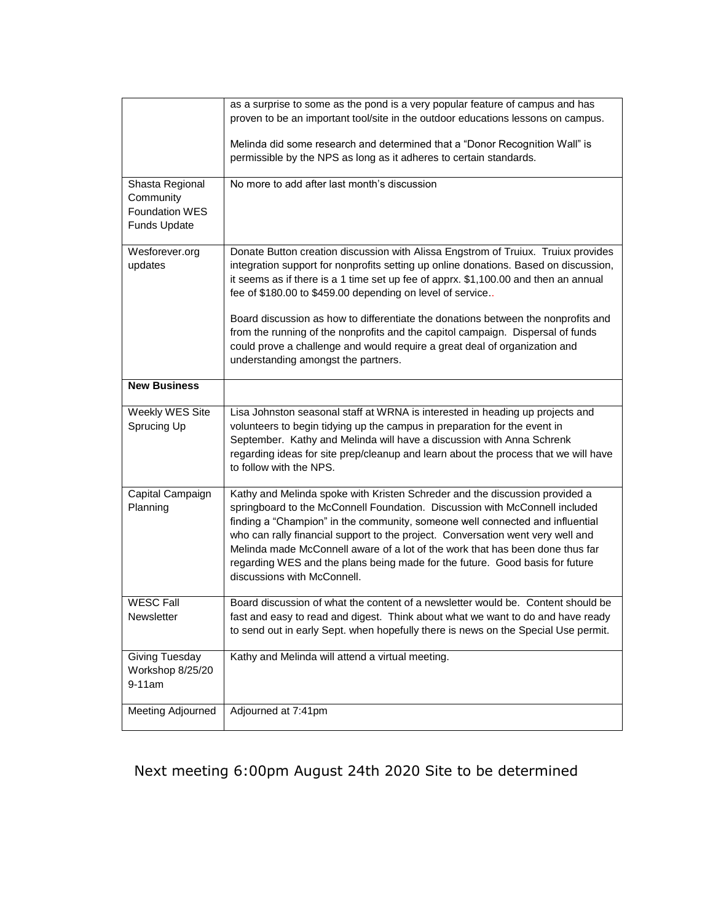| | |
|---|---|
| | as a surprise to some as the pond is a very popular feature of campus and has proven to be an important tool/site in the outdoor educations lessons on campus.<br><br>Melinda did some research and determined that a "Donor Recognition Wall" is permissible by the NPS as long as it adheres to certain standards. |
| Shasta Regional Community Foundation WES Funds Update | No more to add after last month's discussion |
| Wesforever.org updates | Donate Button creation discussion with Alissa Engstrom of Truiux. Truiux provides integration support for nonprofits setting up online donations. Based on discussion, it seems as if there is a 1 time set up fee of apprx. $1,100.00 and then an annual fee of $180.00 to $459.00 depending on level of service..<br><br>Board discussion as how to differentiate the donations between the nonprofits and from the running of the nonprofits and the capitol campaign. Dispersal of funds could prove a challenge and would require a great deal of organization and understanding amongst the partners. |
| **New Business** | |
| Weekly WES Site Sprucing Up | Lisa Johnston seasonal staff at WRNA is interested in heading up projects and volunteers to begin tidying up the campus in preparation for the event in September. Kathy and Melinda will have a discussion with Anna Schrenk regarding ideas for site prep/cleanup and learn about the process that we will have to follow with the NPS. |
| Capital Campaign Planning | Kathy and Melinda spoke with Kristen Schreder and the discussion provided a springboard to the McConnell Foundation. Discussion with McConnell included finding a "Champion" in the community, someone well connected and influential who can rally financial support to the project. Conversation went very well and Melinda made McConnell aware of a lot of the work that has been done thus far regarding WES and the plans being made for the future. Good basis for future discussions with McConnell. |
| WESC Fall Newsletter | Board discussion of what the content of a newsletter would be. Content should be fast and easy to read and digest. Think about what we want to do and have ready to send out in early Sept. when hopefully there is news on the Special Use permit. |
| Giving Tuesday Workshop 8/25/20 9-11am | Kathy and Melinda will attend a virtual meeting. |
| Meeting Adjourned | Adjourned at 7:41pm |

Next meeting 6:00pm August 24th 2020 Site to be determined